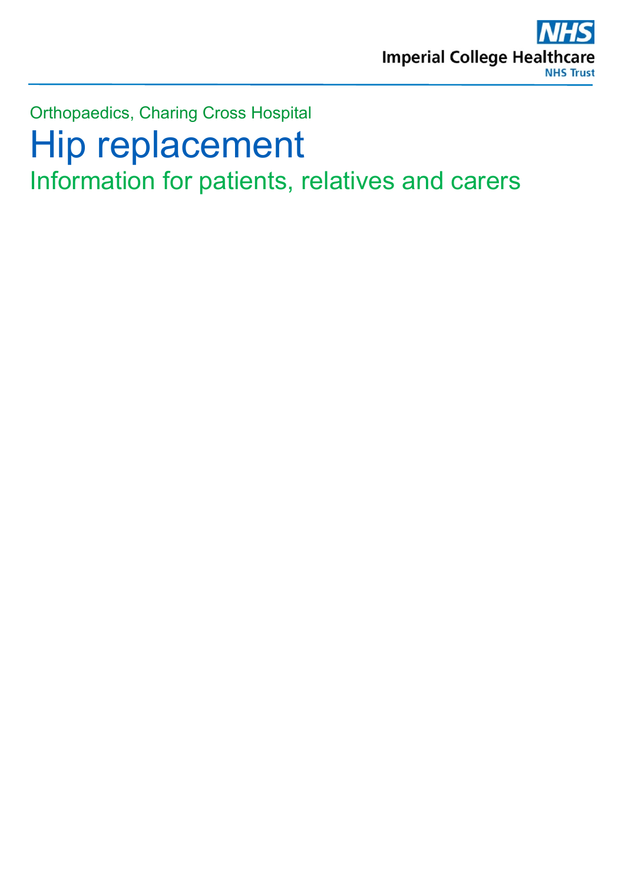NHS

Imperial College Healthcare NHS Trust

Orthopaedics, Charing Cross Hospital

# Hip replacement

## Information for patients, relatives and carers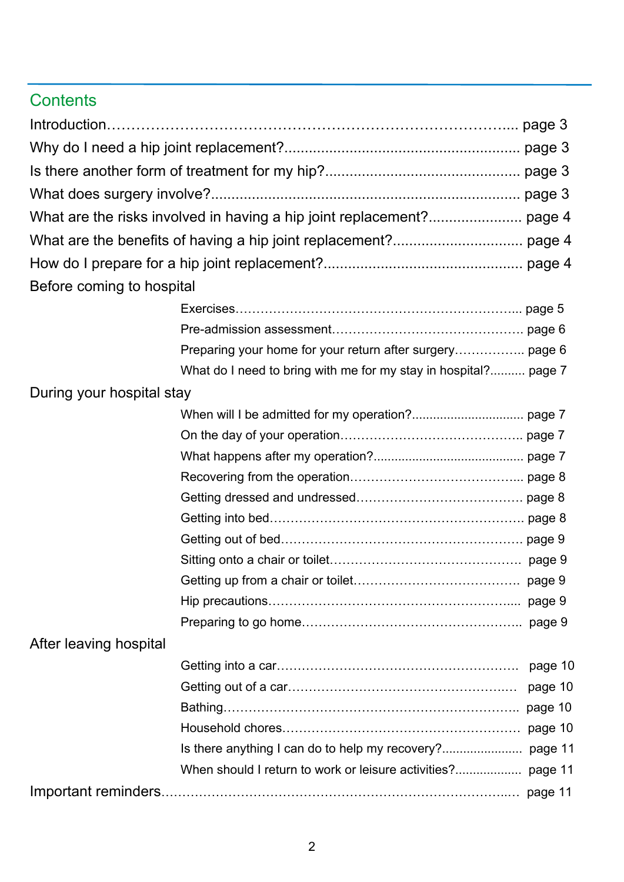## Contents

Introduction……………………………………………………………………….. page 3

Why do I need a hip joint replacement?......................................................... page 3

Is there another form of treatment for my hip?............................................... page 3

What does surgery involve?............................................................................ page 3

What are the risks involved in having a hip joint replacement?....................... page 4

What are the benefits of having a hip joint replacement?................................ page 4

How do I prepare for a hip joint replacement?................................................ page 4

Before coming to hospital

- Exercises…………………………………………………………….. page 5
- Pre-admission assessment……………………………………… page 6
- Preparing your home for your return after surgery…………….. page 6
- What do I need to bring with me for my stay in hospital?.......... page 7

During your hospital stay

- When will I be admitted for my operation?................................ page 7
- On the day of your operation…………………………………….. page 7
- What happens after my operation?........................................... page 7
- Recovering from the operation………………………………….. page 8
- Getting dressed and undressed…………………………………. page 8
- Getting into bed……………………………………………………. page 8
- Getting out of bed…………………………………………………. page 9
- Sitting onto a chair or toilet……………………………………… page 9
- Getting up from a chair or toilet…………………………………. page 9
- Hip precautions……………………………………………………. page 9
- Preparing to go home…………………………………………….. page 9

After leaving hospital

- Getting into a car…………………………………………………. page 10
- Getting out of a car……………………………………………….. page 10
- Bathing……………………………………………………………… page 10
- Household chores…………………………………………………. page 10
- Is there anything I can do to help my recovery?....................... page 11
- When should I return to work or leisure activities?................... page 11

Important reminders……………………………………………………………… page 11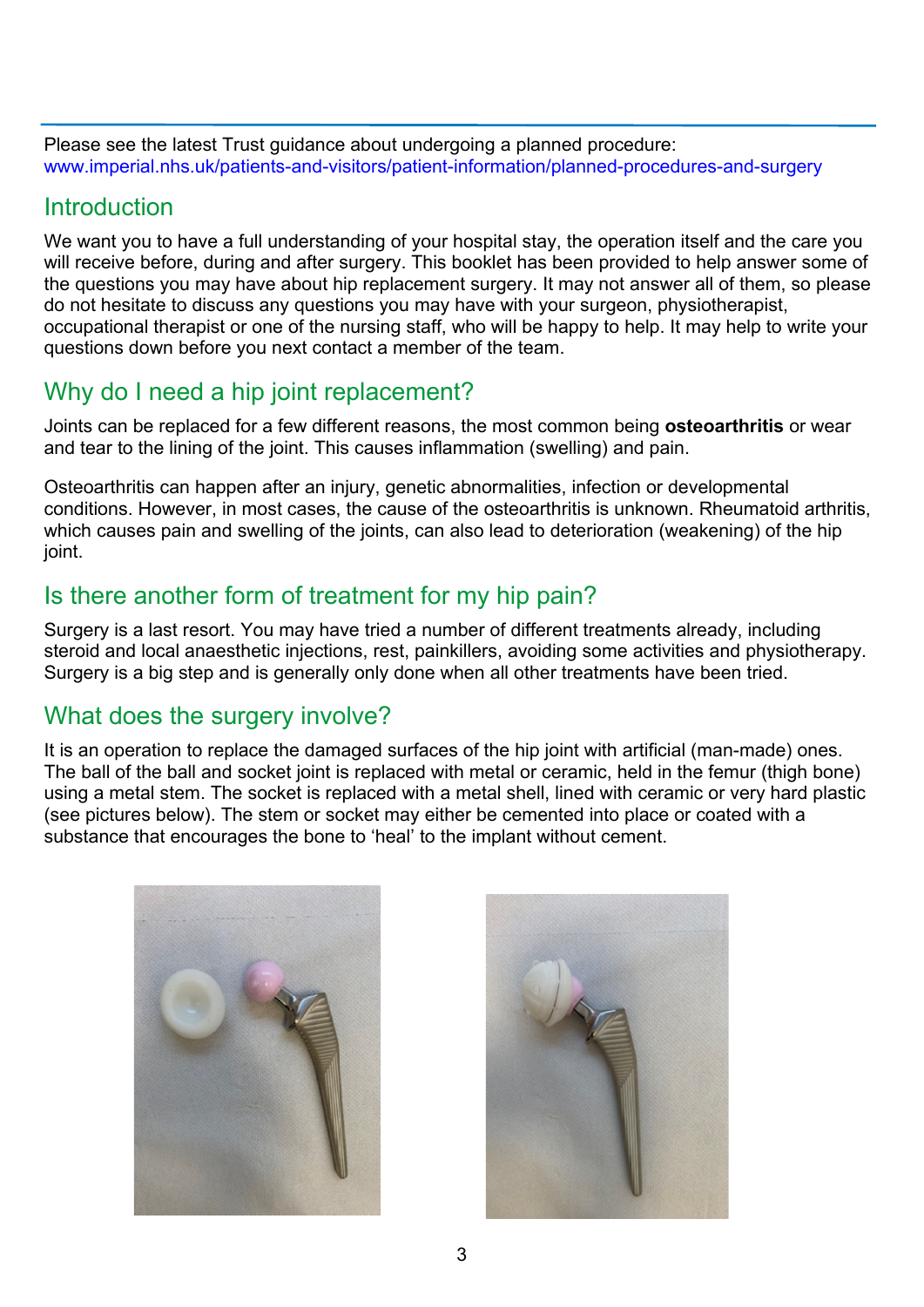Please see the latest Trust guidance about undergoing a planned procedure:
www.imperial.nhs.uk/patients-and-visitors/patient-information/planned-procedures-and-surgery

## Introduction

We want you to have a full understanding of your hospital stay, the operation itself and the care you will receive before, during and after surgery. This booklet has been provided to help answer some of the questions you may have about hip replacement surgery. It may not answer all of them, so please do not hesitate to discuss any questions you may have with your surgeon, physiotherapist, occupational therapist or one of the nursing staff, who will be happy to help. It may help to write your questions down before you next contact a member of the team.

## Why do I need a hip joint replacement?

Joints can be replaced for a few different reasons, the most common being **osteoarthritis** or wear and tear to the lining of the joint. This causes inflammation (swelling) and pain.

Osteoarthritis can happen after an injury, genetic abnormalities, infection or developmental conditions. However, in most cases, the cause of the osteoarthritis is unknown. Rheumatoid arthritis, which causes pain and swelling of the joints, can also lead to deterioration (weakening) of the hip joint.

## Is there another form of treatment for my hip pain?

Surgery is a last resort. You may have tried a number of different treatments already, including steroid and local anaesthetic injections, rest, painkillers, avoiding some activities and physiotherapy. Surgery is a big step and is generally only done when all other treatments have been tried.

## What does the surgery involve?

It is an operation to replace the damaged surfaces of the hip joint with artificial (man-made) ones. The ball of the ball and socket joint is replaced with metal or ceramic, held in the femur (thigh bone) using a metal stem. The socket is replaced with a metal shell, lined with ceramic or very hard plastic (see pictures below). The stem or socket may either be cemented into place or coated with a substance that encourages the bone to 'heal' to the implant without cement.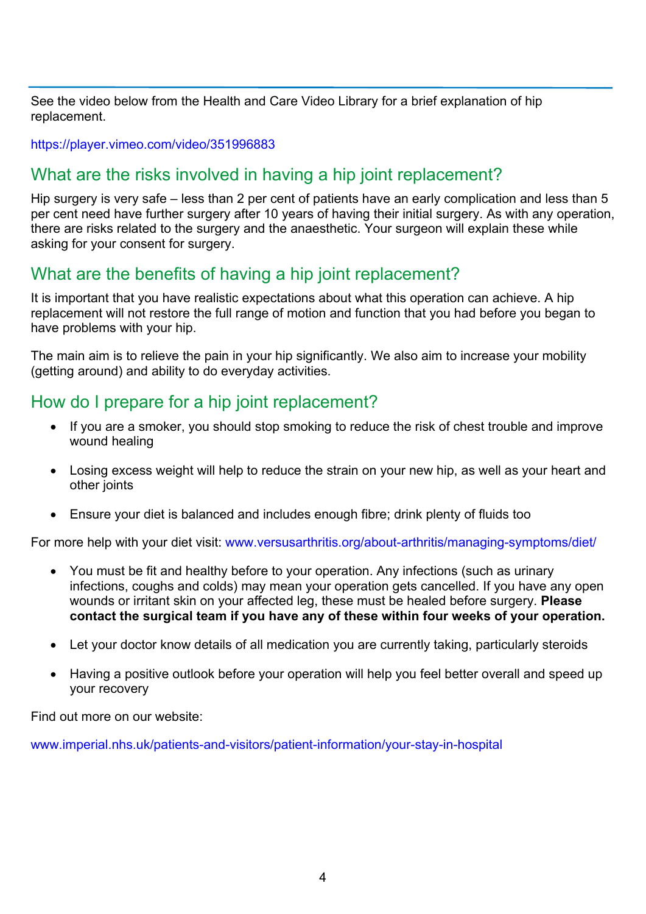See the video below from the Health and Care Video Library for a brief explanation of hip replacement.

https://player.vimeo.com/video/351996883

## What are the risks involved in having a hip joint replacement?

Hip surgery is very safe – less than 2 per cent of patients have an early complication and less than 5 per cent need have further surgery after 10 years of having their initial surgery. As with any operation, there are risks related to the surgery and the anaesthetic. Your surgeon will explain these while asking for your consent for surgery.

## What are the benefits of having a hip joint replacement?

It is important that you have realistic expectations about what this operation can achieve. A hip replacement will not restore the full range of motion and function that you had before you began to have problems with your hip.

The main aim is to relieve the pain in your hip significantly. We also aim to increase your mobility (getting around) and ability to do everyday activities.

## How do I prepare for a hip joint replacement?

- If you are a smoker, you should stop smoking to reduce the risk of chest trouble and improve wound healing
- Losing excess weight will help to reduce the strain on your new hip, as well as your heart and other joints
- Ensure your diet is balanced and includes enough fibre; drink plenty of fluids too

For more help with your diet visit: www.versusarthritis.org/about-arthritis/managing-symptoms/diet/

- You must be fit and healthy before to your operation. Any infections (such as urinary infections, coughs and colds) may mean your operation gets cancelled. If you have any open wounds or irritant skin on your affected leg, these must be healed before surgery. **Please contact the surgical team if you have any of these within four weeks of your operation.**
- Let your doctor know details of all medication you are currently taking, particularly steroids
- Having a positive outlook before your operation will help you feel better overall and speed up your recovery

Find out more on our website:

www.imperial.nhs.uk/patients-and-visitors/patient-information/your-stay-in-hospital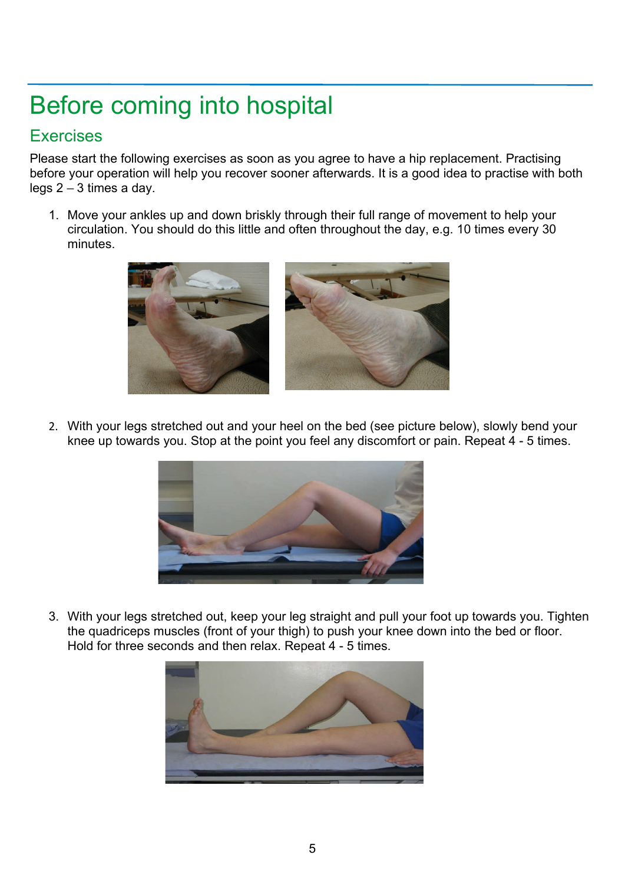# Before coming into hospital

## Exercises

Please start the following exercises as soon as you agree to have a hip replacement. Practising before your operation will help you recover sooner afterwards. It is a good idea to practise with both legs 2 – 3 times a day.

1. Move your ankles up and down briskly through their full range of movement to help your circulation. You should do this little and often throughout the day, e.g. 10 times every 30 minutes.

2. With your legs stretched out and your heel on the bed (see picture below), slowly bend your knee up towards you. Stop at the point you feel any discomfort or pain. Repeat 4 - 5 times.

3. With your legs stretched out, keep your leg straight and pull your foot up towards you. Tighten the quadriceps muscles (front of your thigh) to push your knee down into the bed or floor. Hold for three seconds and then relax. Repeat 4 - 5 times.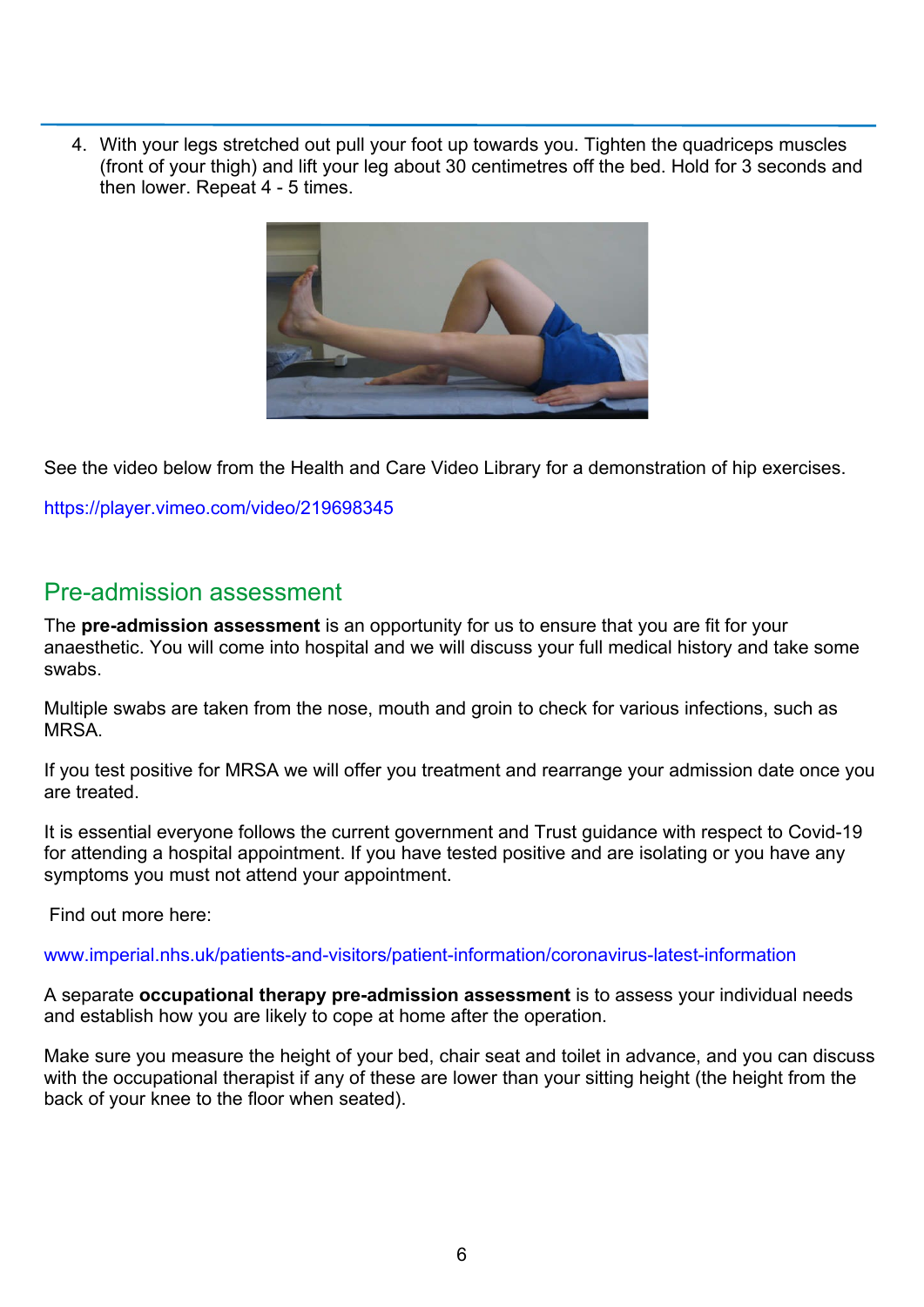4. With your legs stretched out pull your foot up towards you. Tighten the quadriceps muscles (front of your thigh) and lift your leg about 30 centimetres off the bed. Hold for 3 seconds and then lower. Repeat 4 - 5 times.

See the video below from the Health and Care Video Library for a demonstration of hip exercises.

https://player.vimeo.com/video/219698345

## Pre-admission assessment

The **pre-admission assessment** is an opportunity for us to ensure that you are fit for your anaesthetic. You will come into hospital and we will discuss your full medical history and take some swabs.

Multiple swabs are taken from the nose, mouth and groin to check for various infections, such as MRSA.

If you test positive for MRSA we will offer you treatment and rearrange your admission date once you are treated.

It is essential everyone follows the current government and Trust guidance with respect to Covid-19 for attending a hospital appointment. If you have tested positive and are isolating or you have any symptoms you must not attend your appointment.

Find out more here:

www.imperial.nhs.uk/patients-and-visitors/patient-information/coronavirus-latest-information

A separate **occupational therapy pre-admission assessment** is to assess your individual needs and establish how you are likely to cope at home after the operation.

Make sure you measure the height of your bed, chair seat and toilet in advance, and you can discuss with the occupational therapist if any of these are lower than your sitting height (the height from the back of your knee to the floor when seated).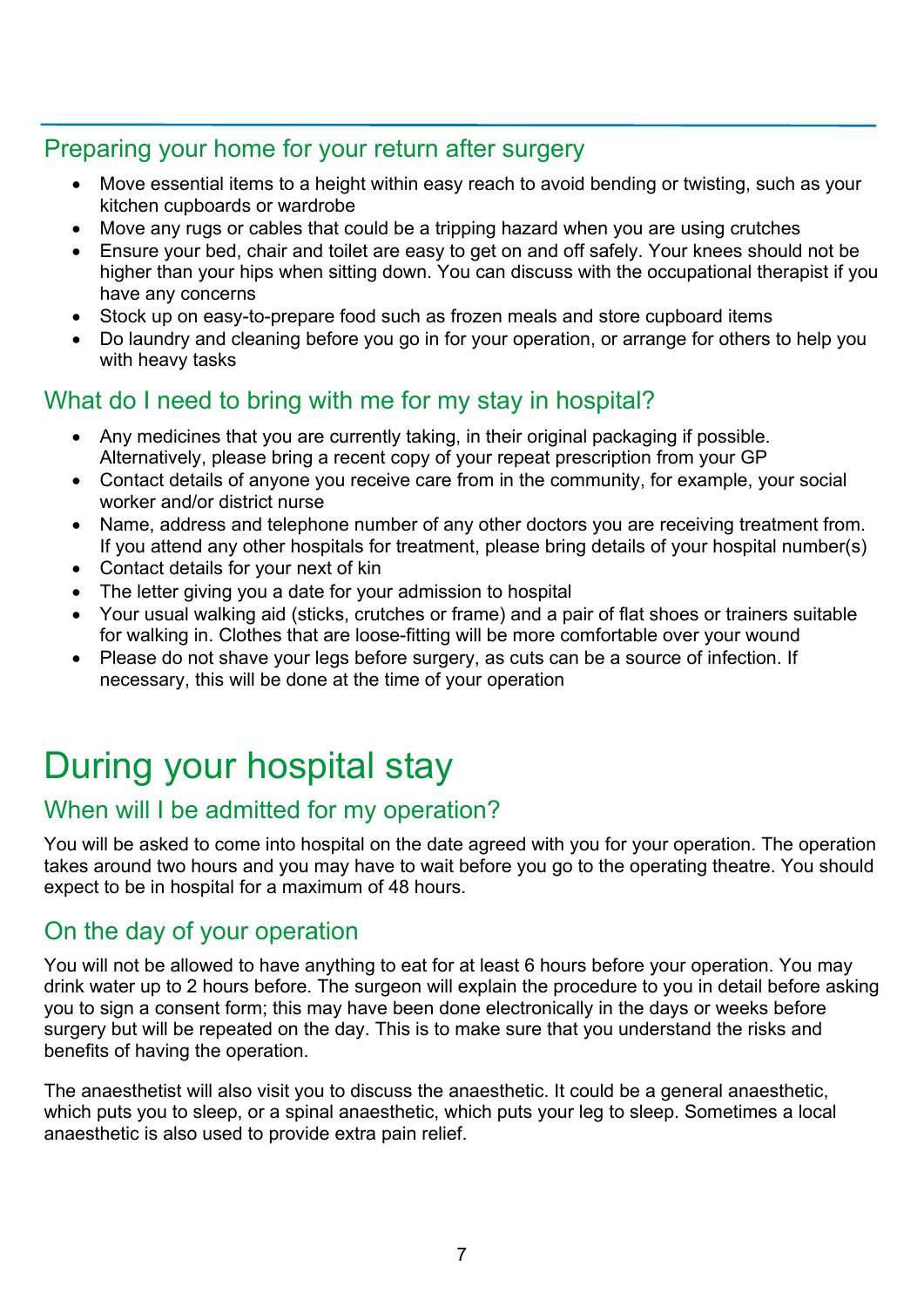## Preparing your home for your return after surgery

- Move essential items to a height within easy reach to avoid bending or twisting, such as your kitchen cupboards or wardrobe
- Move any rugs or cables that could be a tripping hazard when you are using crutches
- Ensure your bed, chair and toilet are easy to get on and off safely. Your knees should not be higher than your hips when sitting down. You can discuss with the occupational therapist if you have any concerns
- Stock up on easy-to-prepare food such as frozen meals and store cupboard items
- Do laundry and cleaning before you go in for your operation, or arrange for others to help you with heavy tasks

## What do I need to bring with me for my stay in hospital?

- Any medicines that you are currently taking, in their original packaging if possible. Alternatively, please bring a recent copy of your repeat prescription from your GP
- Contact details of anyone you receive care from in the community, for example, your social worker and/or district nurse
- Name, address and telephone number of any other doctors you are receiving treatment from. If you attend any other hospitals for treatment, please bring details of your hospital number(s)
- Contact details for your next of kin
- The letter giving you a date for your admission to hospital
- Your usual walking aid (sticks, crutches or frame) and a pair of flat shoes or trainers suitable for walking in. Clothes that are loose-fitting will be more comfortable over your wound
- Please do not shave your legs before surgery, as cuts can be a source of infection. If necessary, this will be done at the time of your operation

# During your hospital stay

## When will I be admitted for my operation?

You will be asked to come into hospital on the date agreed with you for your operation. The operation takes around two hours and you may have to wait before you go to the operating theatre. You should expect to be in hospital for a maximum of 48 hours.

## On the day of your operation

You will not be allowed to have anything to eat for at least 6 hours before your operation. You may drink water up to 2 hours before. The surgeon will explain the procedure to you in detail before asking you to sign a consent form; this may have been done electronically in the days or weeks before surgery but will be repeated on the day. This is to make sure that you understand the risks and benefits of having the operation.

The anaesthetist will also visit you to discuss the anaesthetic. It could be a general anaesthetic, which puts you to sleep, or a spinal anaesthetic, which puts your leg to sleep. Sometimes a local anaesthetic is also used to provide extra pain relief.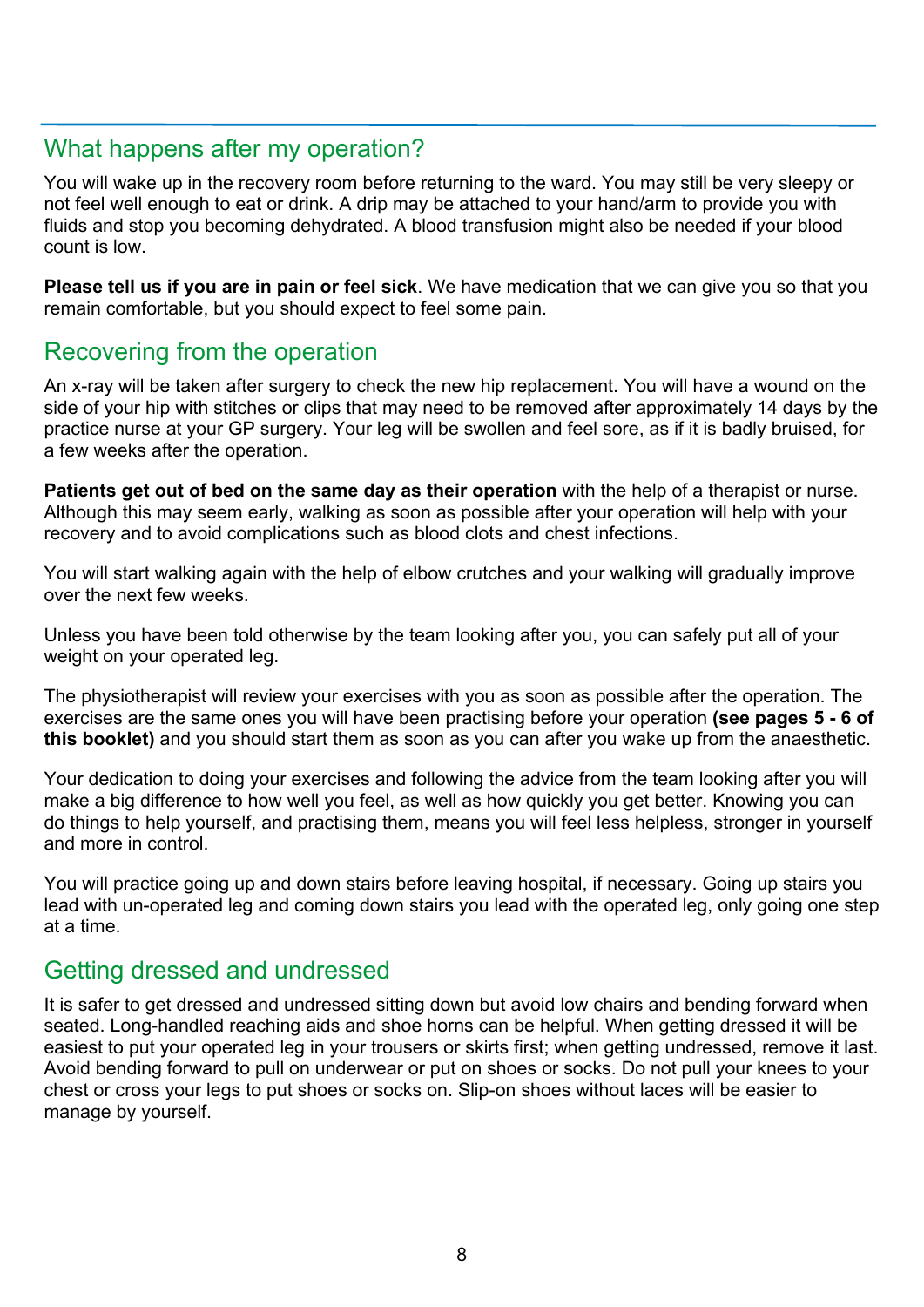## What happens after my operation?

You will wake up in the recovery room before returning to the ward. You may still be very sleepy or not feel well enough to eat or drink. A drip may be attached to your hand/arm to provide you with fluids and stop you becoming dehydrated. A blood transfusion might also be needed if your blood count is low.

**Please tell us if you are in pain or feel sick**. We have medication that we can give you so that you remain comfortable, but you should expect to feel some pain.

## Recovering from the operation

An x-ray will be taken after surgery to check the new hip replacement. You will have a wound on the side of your hip with stitches or clips that may need to be removed after approximately 14 days by the practice nurse at your GP surgery. Your leg will be swollen and feel sore, as if it is badly bruised, for a few weeks after the operation.

**Patients get out of bed on the same day as their operation** with the help of a therapist or nurse. Although this may seem early, walking as soon as possible after your operation will help with your recovery and to avoid complications such as blood clots and chest infections.

You will start walking again with the help of elbow crutches and your walking will gradually improve over the next few weeks.

Unless you have been told otherwise by the team looking after you, you can safely put all of your weight on your operated leg.

The physiotherapist will review your exercises with you as soon as possible after the operation. The exercises are the same ones you will have been practising before your operation **(see pages 5 - 6 of this booklet)** and you should start them as soon as you can after you wake up from the anaesthetic.

Your dedication to doing your exercises and following the advice from the team looking after you will make a big difference to how well you feel, as well as how quickly you get better. Knowing you can do things to help yourself, and practising them, means you will feel less helpless, stronger in yourself and more in control.

You will practice going up and down stairs before leaving hospital, if necessary. Going up stairs you lead with un-operated leg and coming down stairs you lead with the operated leg, only going one step at a time.

## Getting dressed and undressed

It is safer to get dressed and undressed sitting down but avoid low chairs and bending forward when seated. Long-handled reaching aids and shoe horns can be helpful. When getting dressed it will be easiest to put your operated leg in your trousers or skirts first; when getting undressed, remove it last. Avoid bending forward to pull on underwear or put on shoes or socks. Do not pull your knees to your chest or cross your legs to put shoes or socks on. Slip-on shoes without laces will be easier to manage by yourself.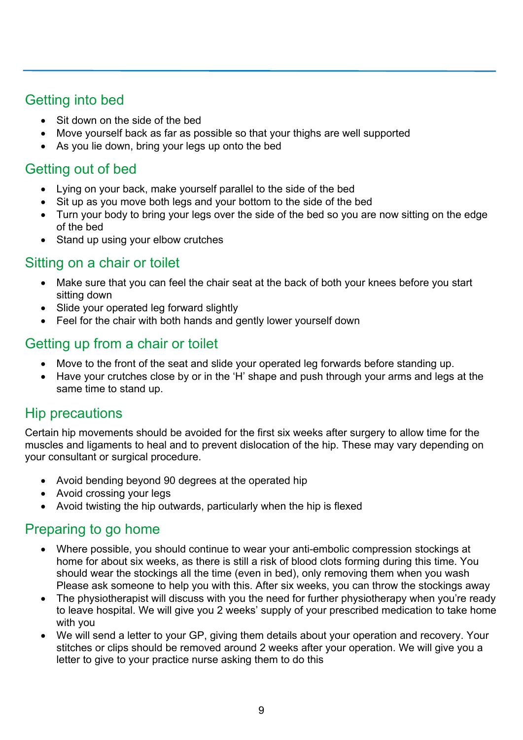## Getting into bed

- Sit down on the side of the bed
- Move yourself back as far as possible so that your thighs are well supported
- As you lie down, bring your legs up onto the bed

## Getting out of bed

- Lying on your back, make yourself parallel to the side of the bed
- Sit up as you move both legs and your bottom to the side of the bed
- Turn your body to bring your legs over the side of the bed so you are now sitting on the edge of the bed
- Stand up using your elbow crutches

## Sitting on a chair or toilet

- Make sure that you can feel the chair seat at the back of both your knees before you start sitting down
- Slide your operated leg forward slightly
- Feel for the chair with both hands and gently lower yourself down

## Getting up from a chair or toilet

- Move to the front of the seat and slide your operated leg forwards before standing up.
- Have your crutches close by or in the 'H' shape and push through your arms and legs at the same time to stand up.

## Hip precautions

Certain hip movements should be avoided for the first six weeks after surgery to allow time for the muscles and ligaments to heal and to prevent dislocation of the hip. These may vary depending on your consultant or surgical procedure.

- Avoid bending beyond 90 degrees at the operated hip
- Avoid crossing your legs
- Avoid twisting the hip outwards, particularly when the hip is flexed

## Preparing to go home

- Where possible, you should continue to wear your anti-embolic compression stockings at home for about six weeks, as there is still a risk of blood clots forming during this time. You should wear the stockings all the time (even in bed), only removing them when you wash Please ask someone to help you with this. After six weeks, you can throw the stockings away
- The physiotherapist will discuss with you the need for further physiotherapy when you're ready to leave hospital. We will give you 2 weeks' supply of your prescribed medication to take home with you
- We will send a letter to your GP, giving them details about your operation and recovery. Your stitches or clips should be removed around 2 weeks after your operation. We will give you a letter to give to your practice nurse asking them to do this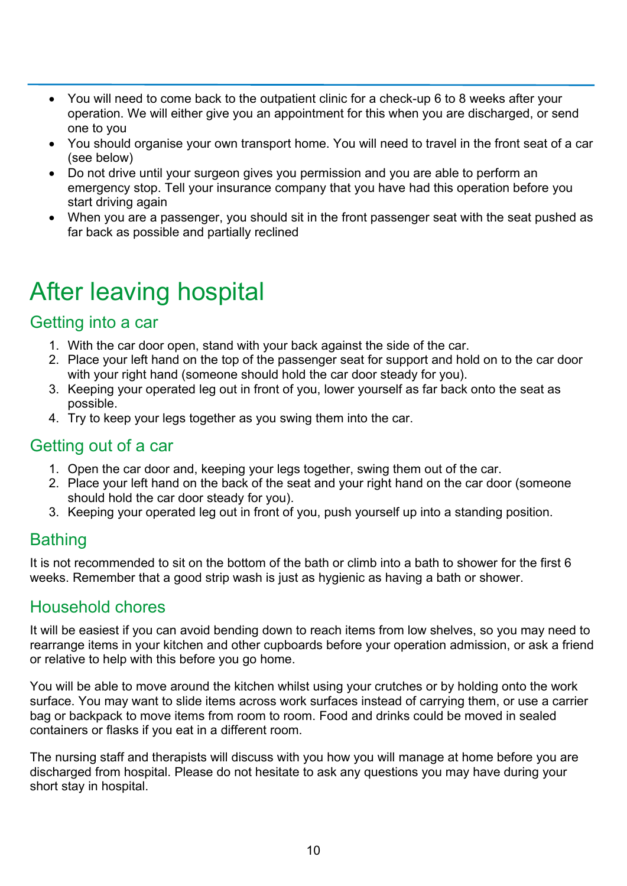- You will need to come back to the outpatient clinic for a check-up 6 to 8 weeks after your operation. We will either give you an appointment for this when you are discharged, or send one to you
- You should organise your own transport home. You will need to travel in the front seat of a car (see below)
- Do not drive until your surgeon gives you permission and you are able to perform an emergency stop. Tell your insurance company that you have had this operation before you start driving again
- When you are a passenger, you should sit in the front passenger seat with the seat pushed as far back as possible and partially reclined

# After leaving hospital

## Getting into a car

1. With the car door open, stand with your back against the side of the car.
2. Place your left hand on the top of the passenger seat for support and hold on to the car door with your right hand (someone should hold the car door steady for you).
3. Keeping your operated leg out in front of you, lower yourself as far back onto the seat as possible.
4. Try to keep your legs together as you swing them into the car.

## Getting out of a car

1. Open the car door and, keeping your legs together, swing them out of the car.
2. Place your left hand on the back of the seat and your right hand on the car door (someone should hold the car door steady for you).
3. Keeping your operated leg out in front of you, push yourself up into a standing position.

## Bathing

It is not recommended to sit on the bottom of the bath or climb into a bath to shower for the first 6 weeks. Remember that a good strip wash is just as hygienic as having a bath or shower.

## Household chores

It will be easiest if you can avoid bending down to reach items from low shelves, so you may need to rearrange items in your kitchen and other cupboards before your operation admission, or ask a friend or relative to help with this before you go home.

You will be able to move around the kitchen whilst using your crutches or by holding onto the work surface. You may want to slide items across work surfaces instead of carrying them, or use a carrier bag or backpack to move items from room to room. Food and drinks could be moved in sealed containers or flasks if you eat in a different room.

The nursing staff and therapists will discuss with you how you will manage at home before you are discharged from hospital. Please do not hesitate to ask any questions you may have during your short stay in hospital.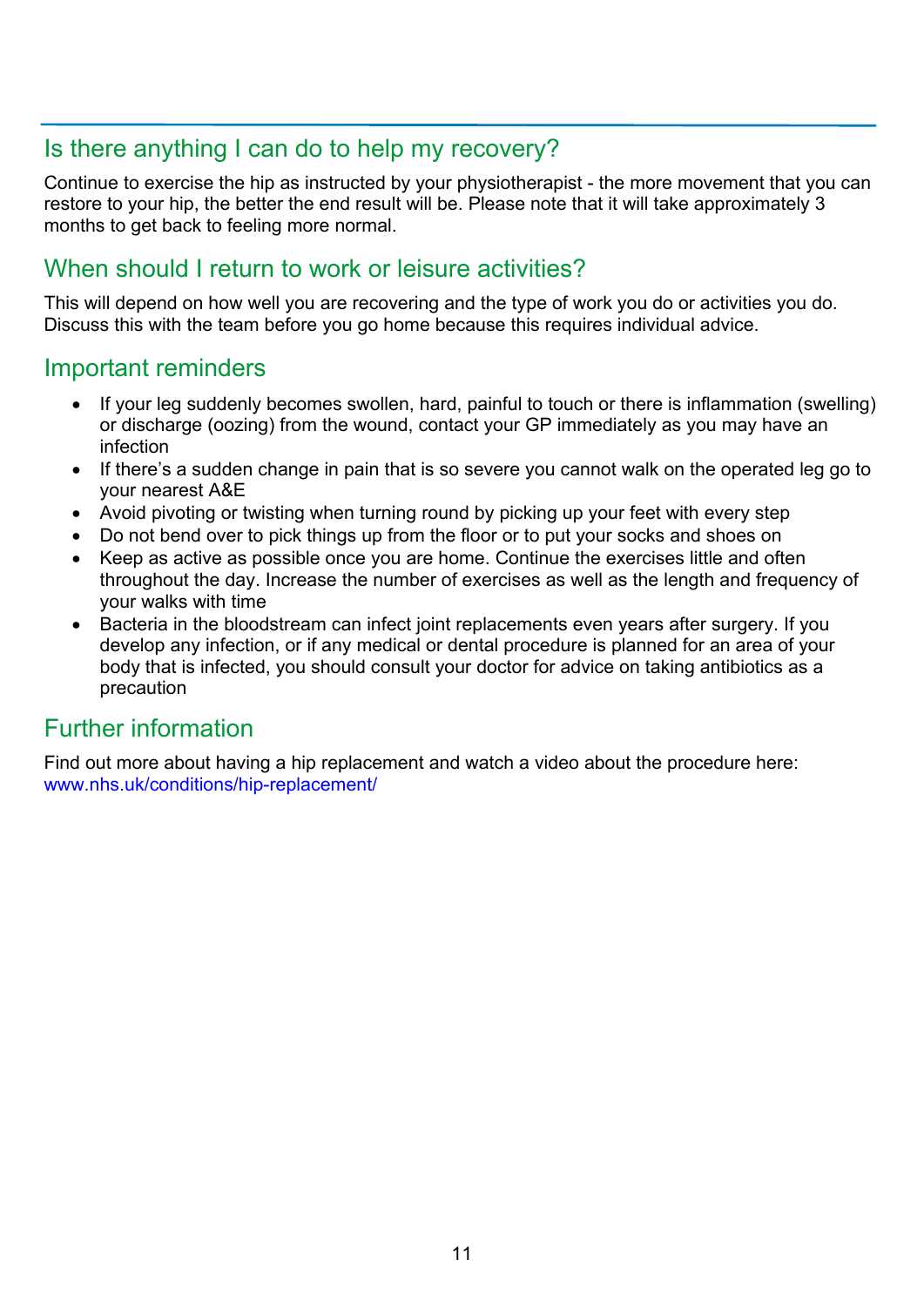## Is there anything I can do to help my recovery?

Continue to exercise the hip as instructed by your physiotherapist - the more movement that you can restore to your hip, the better the end result will be. Please note that it will take approximately 3 months to get back to feeling more normal.

## When should I return to work or leisure activities?

This will depend on how well you are recovering and the type of work you do or activities you do. Discuss this with the team before you go home because this requires individual advice.

## Important reminders

- If your leg suddenly becomes swollen, hard, painful to touch or there is inflammation (swelling) or discharge (oozing) from the wound, contact your GP immediately as you may have an infection
- If there's a sudden change in pain that is so severe you cannot walk on the operated leg go to your nearest A&E
- Avoid pivoting or twisting when turning round by picking up your feet with every step
- Do not bend over to pick things up from the floor or to put your socks and shoes on
- Keep as active as possible once you are home. Continue the exercises little and often throughout the day. Increase the number of exercises as well as the length and frequency of your walks with time
- Bacteria in the bloodstream can infect joint replacements even years after surgery. If you develop any infection, or if any medical or dental procedure is planned for an area of your body that is infected, you should consult your doctor for advice on taking antibiotics as a precaution

## Further information

Find out more about having a hip replacement and watch a video about the procedure here:
www.nhs.uk/conditions/hip-replacement/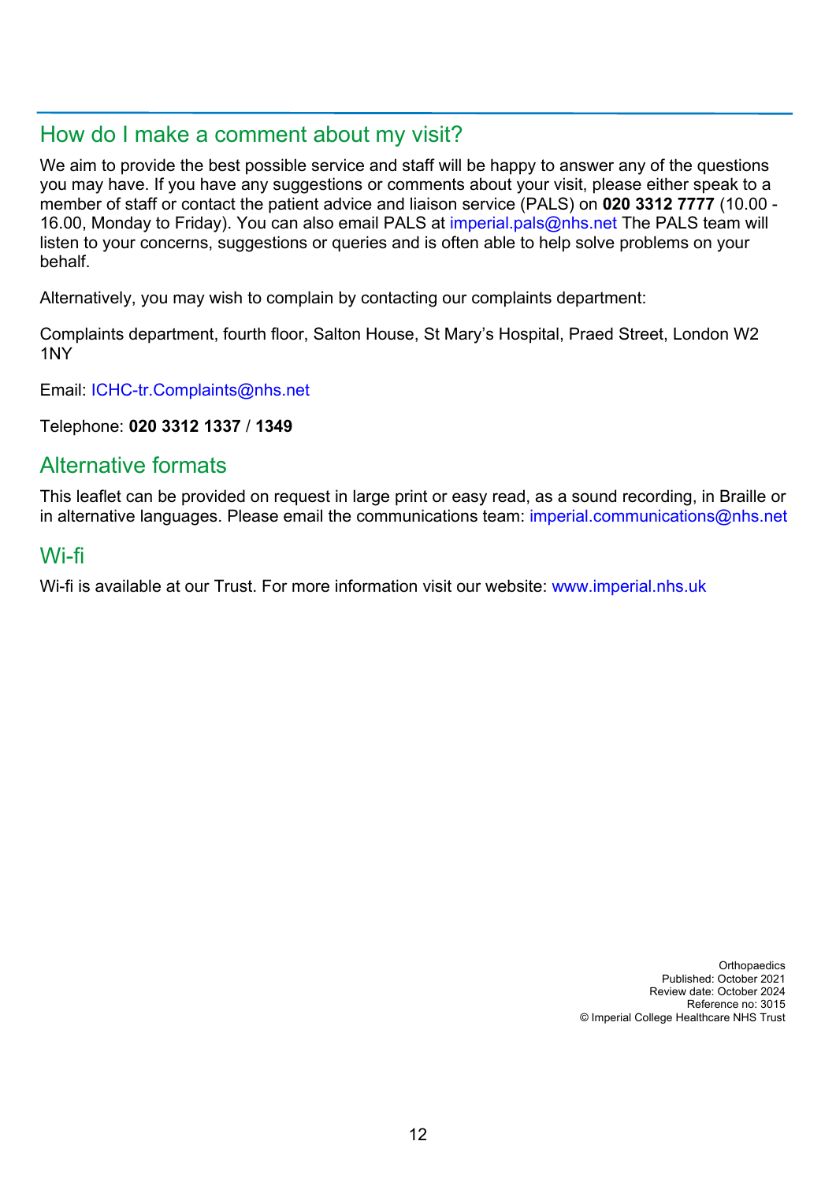## How do I make a comment about my visit?

We aim to provide the best possible service and staff will be happy to answer any of the questions you may have. If you have any suggestions or comments about your visit, please either speak to a member of staff or contact the patient advice and liaison service (PALS) on **020 3312 7777** (10.00 - 16.00, Monday to Friday). You can also email PALS at imperial.pals@nhs.net The PALS team will listen to your concerns, suggestions or queries and is often able to help solve problems on your behalf.

Alternatively, you may wish to complain by contacting our complaints department:

Complaints department, fourth floor, Salton House, St Mary's Hospital, Praed Street, London W2 1NY

Email: ICHC-tr.Complaints@nhs.net

Telephone: **020 3312 1337** / **1349**

## Alternative formats

This leaflet can be provided on request in large print or easy read, as a sound recording, in Braille or in alternative languages. Please email the communications team: imperial.communications@nhs.net

## Wi-fi

Wi-fi is available at our Trust. For more information visit our website: www.imperial.nhs.uk

Orthopaedics
Published: October 2021
Review date: October 2024
Reference no: 3015
© Imperial College Healthcare NHS Trust